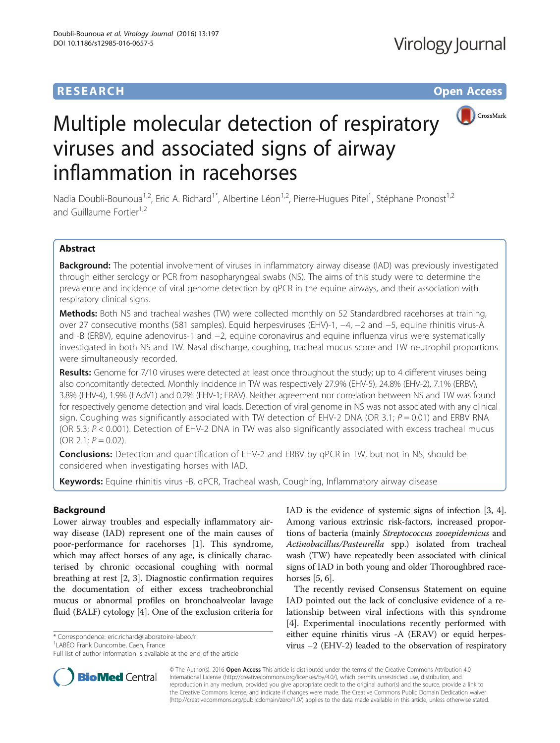# Multiple molecular detection of respiratory viruses and associated signs of airway inflammation in racehorses

Nadia Doubli-Bounoua[1,2], Eric A. Richard[1*], Albertine Léon[1,2], Pierre-Hugues Pitel[1], Stéphane Pronost[1,2] and Guillaume Fortier[1,2]

## Abstract

**Background:** The potential involvement of viruses in inflammatory airway disease (IAD) was previously investigated through either serology or PCR from nasopharyngeal swabs (NS). The aims of this study were to determine the prevalence and incidence of viral genome detection by qPCR in the equine airways, and their association with respiratory clinical signs.

**Methods:** Both NS and tracheal washes (TW) were collected monthly on 52 Standardbred racehorses at training, over 27 consecutive months (581 samples). Equid herpesviruses (EHV)-1, −4, −2 and −5, equine rhinitis virus-A and -B (ERBV), equine adenovirus-1 and −2, equine coronavirus and equine influenza virus were systematically investigated in both NS and TW. Nasal discharge, coughing, tracheal mucus score and TW neutrophil proportions were simultaneously recorded.

**Results:** Genome for 7/10 viruses were detected at least once throughout the study; up to 4 different viruses being also concomitantly detected. Monthly incidence in TW was respectively 27.9% (EHV-5), 24.8% (EHV-2), 7.1% (ERBV), 3.8% (EHV-4), 1.9% (EAdV1) and 0.2% (EHV-1; ERAV). Neither agreement nor correlation between NS and TW was found for respectively genome detection and viral loads. Detection of viral genome in NS was not associated with any clinical sign. Coughing was significantly associated with TW detection of EHV-2 DNA (OR 3.1; $P = 0.01$) and ERBV RNA (OR 5.3; $P < 0.001$). Detection of EHV-2 DNA in TW was also significantly associated with excess tracheal mucus (OR 2.1; $P = 0.02$).

**Conclusions:** Detection and quantification of EHV-2 and ERBV by qPCR in TW, but not in NS, should be considered when investigating horses with IAD.

**Keywords:** Equine rhinitis virus -B, qPCR, Tracheal wash, Coughing, Inflammatory airway disease

## Background

Lower airway troubles and especially inflammatory airway disease (IAD) represent one of the main causes of poor-performance for racehorses [1]. This syndrome, which may affect horses of any age, is clinically characterised by chronic occasional coughing with normal breathing at rest [2, 3]. Diagnostic confirmation requires the documentation of either excess tracheobronchial mucus or abnormal profiles on bronchoalveolar lavage fluid (BALF) cytology [4]. One of the exclusion criteria for IAD is the evidence of systemic signs of infection [3, 4]. Among various extrinsic risk-factors, increased proportions of bacteria (mainly *Streptococcus zooepidemicus* and *Actinobacillus/Pasteurella* spp.) isolated from tracheal wash (TW) have repeatedly been associated with clinical signs of IAD in both young and older Thoroughbred racehorses [5, 6].

The recently revised Consensus Statement on equine IAD pointed out the lack of conclusive evidence of a relationship between viral infections with this syndrome [4]. Experimental inoculations recently performed with either equine rhinitis virus -A (ERAV) or equid herpesvirus −2 (EHV-2) leaded to the observation of respiratory

\* Correspondence: eric.richard@laboratoire-labeo.fr
[1]LABÉO Frank Duncombe, Caen, France
Full list of author information is available at the end of the article

© The Author(s). 2016 **Open Access** This article is distributed under the terms of the Creative Commons Attribution 4.0 International License (http://creativecommons.org/licenses/by/4.0/), which permits unrestricted use, distribution, and reproduction in any medium, provided you give appropriate credit to the original author(s) and the source, provide a link to the Creative Commons license, and indicate if changes were made. The Creative Commons Public Domain Dedication waiver (http://creativecommons.org/publicdomain/zero/1.0/) applies to the data made available in this article, unless otherwise stated.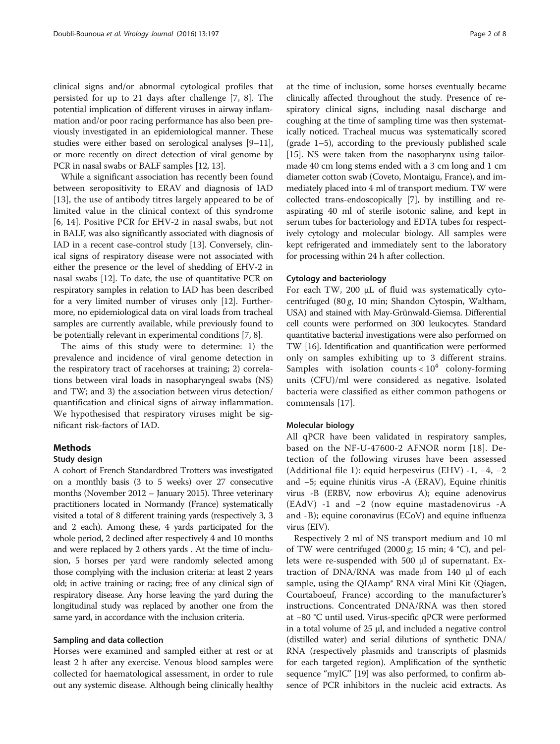clinical signs and/or abnormal cytological profiles that persisted for up to 21 days after challenge [7, 8]. The potential implication of different viruses in airway inflammation and/or poor racing performance has also been previously investigated in an epidemiological manner. These studies were either based on serological analyses [9–11], or more recently on direct detection of viral genome by PCR in nasal swabs or BALF samples [12, 13].

While a significant association has recently been found between seropositivity to ERAV and diagnosis of IAD [13], the use of antibody titres largely appeared to be of limited value in the clinical context of this syndrome [6, 14]. Positive PCR for EHV-2 in nasal swabs, but not in BALF, was also significantly associated with diagnosis of IAD in a recent case-control study [13]. Conversely, clinical signs of respiratory disease were not associated with either the presence or the level of shedding of EHV-2 in nasal swabs [12]. To date, the use of quantitative PCR on respiratory samples in relation to IAD has been described for a very limited number of viruses only [12]. Furthermore, no epidemiological data on viral loads from tracheal samples are currently available, while previously found to be potentially relevant in experimental conditions [7, 8].

The aims of this study were to determine: 1) the prevalence and incidence of viral genome detection in the respiratory tract of racehorses at training; 2) correlations between viral loads in nasopharyngeal swabs (NS) and TW; and 3) the association between virus detection/quantification and clinical signs of airway inflammation. We hypothesised that respiratory viruses might be significant risk-factors of IAD.

## Methods

### Study design

A cohort of French Standardbred Trotters was investigated on a monthly basis (3 to 5 weeks) over 27 consecutive months (November 2012 – January 2015). Three veterinary practitioners located in Normandy (France) systematically visited a total of 8 different training yards (respectively 3, 3 and 2 each). Among these, 4 yards participated for the whole period, 2 declined after respectively 4 and 10 months and were replaced by 2 others yards . At the time of inclusion, 5 horses per yard were randomly selected among those complying with the inclusion criteria: at least 2 years old; in active training or racing; free of any clinical sign of respiratory disease. Any horse leaving the yard during the longitudinal study was replaced by another one from the same yard, in accordance with the inclusion criteria.

### Sampling and data collection

Horses were examined and sampled either at rest or at least 2 h after any exercise. Venous blood samples were collected for haematological assessment, in order to rule out any systemic disease. Although being clinically healthy at the time of inclusion, some horses eventually became clinically affected throughout the study. Presence of respiratory clinical signs, including nasal discharge and coughing at the time of sampling time was then systematically noticed. Tracheal mucus was systematically scored (grade 1–5), according to the previously published scale [15]. NS were taken from the nasopharynx using tailor-made 40 cm long stems ended with a 3 cm long and 1 cm diameter cotton swab (Coveto, Montaigu, France), and immediately placed into 4 ml of transport medium. TW were collected trans-endoscopically [7], by instilling and re-aspirating 40 ml of sterile isotonic saline, and kept in serum tubes for bacteriology and EDTA tubes for respectively cytology and molecular biology. All samples were kept refrigerated and immediately sent to the laboratory for processing within 24 h after collection.

### Cytology and bacteriology

For each TW, 200 μL of fluid was systematically cytocentrifuged (80 *g*, 10 min; Shandon Cytospin, Waltham, USA) and stained with May-Grünwald-Giemsa. Differential cell counts were performed on 300 leukocytes. Standard quantitative bacterial investigations were also performed on TW [16]. Identification and quantification were performed only on samples exhibiting up to 3 different strains. Samples with isolation counts < $10^4$ colony-forming units (CFU)/ml were considered as negative. Isolated bacteria were classified as either common pathogens or commensals [17].

### Molecular biology

All qPCR have been validated in respiratory samples, based on the NF-U-47600-2 AFNOR norm [18]. Detection of the following viruses have been assessed (Additional file 1): equid herpesvirus (EHV) -1, −4, −2 and −5; equine rhinitis virus -A (ERAV), Equine rhinitis virus -B (ERBV, now erbovirus A); equine adenovirus (EAdV) -1 and −2 (now equine mastadenovirus -A and -B); equine coronavirus (ECoV) and equine influenza virus (EIV).

Respectively 2 ml of NS transport medium and 10 ml of TW were centrifuged (2000 *g*; 15 min; 4 °C), and pellets were re-suspended with 500 μl of supernatant. Extraction of DNA/RNA was made from 140 μl of each sample, using the QIAamp® RNA viral Mini Kit (Qiagen, Courtaboeuf, France) according to the manufacturer's instructions. Concentrated DNA/RNA was then stored at −80 °C until used. Virus-specific qPCR were performed in a total volume of 25 μl, and included a negative control (distilled water) and serial dilutions of synthetic DNA/RNA (respectively plasmids and transcripts of plasmids for each targeted region). Amplification of the synthetic sequence "myIC" [19] was also performed, to confirm absence of PCR inhibitors in the nucleic acid extracts. As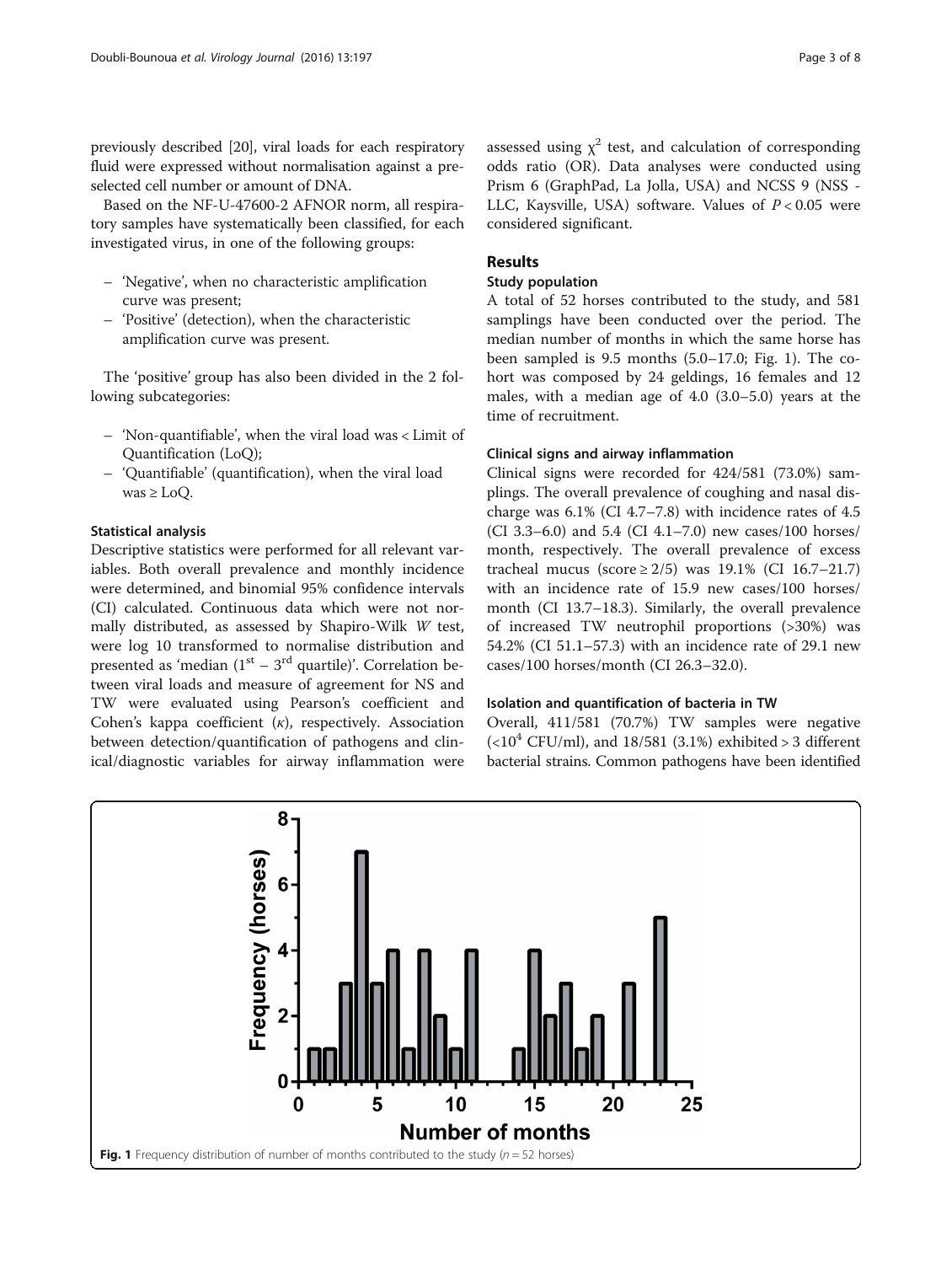previously described [20], viral loads for each respiratory fluid were expressed without normalisation against a pre-selected cell number or amount of DNA.

Based on the NF-U-47600-2 AFNOR norm, all respiratory samples have systematically been classified, for each investigated virus, in one of the following groups:

- 'Negative', when no characteristic amplification curve was present;
- 'Positive' (detection), when the characteristic amplification curve was present.

The 'positive' group has also been divided in the 2 following subcategories:

- 'Non-quantifiable', when the viral load was < Limit of Quantification (LoQ);
- 'Quantifiable' (quantification), when the viral load was ≥ LoQ.

### Statistical analysis

Descriptive statistics were performed for all relevant variables. Both overall prevalence and monthly incidence were determined, and binomial 95% confidence intervals (CI) calculated. Continuous data which were not normally distributed, as assessed by Shapiro-Wilk *W* test, were log 10 transformed to normalise distribution and presented as 'median ($1^{st}$ – $3^{rd}$ quartile)'. Correlation between viral loads and measure of agreement for NS and TW were evaluated using Pearson's coefficient and Cohen's kappa coefficient ($\kappa$), respectively. Association between detection/quantification of pathogens and clinical/diagnostic variables for airway inflammation were assessed using $\chi^2$ test, and calculation of corresponding odds ratio (OR). Data analyses were conducted using Prism 6 (GraphPad, La Jolla, USA) and NCSS 9 (NSS - LLC, Kaysville, USA) software. Values of $P < 0.05$ were considered significant.

## Results

### Study population

A total of 52 horses contributed to the study, and 581 samplings have been conducted over the period. The median number of months in which the same horse has been sampled is 9.5 months (5.0–17.0; Fig. 1). The cohort was composed by 24 geldings, 16 females and 12 males, with a median age of 4.0 (3.0–5.0) years at the time of recruitment.

### Clinical signs and airway inflammation

Clinical signs were recorded for 424/581 (73.0%) samplings. The overall prevalence of coughing and nasal discharge was 6.1% (CI 4.7–7.8) with incidence rates of 4.5 (CI 3.3–6.0) and 5.4 (CI 4.1–7.0) new cases/100 horses/month, respectively. The overall prevalence of excess tracheal mucus (score ≥ 2/5) was 19.1% (CI 16.7–21.7) with an incidence rate of 15.9 new cases/100 horses/month (CI 13.7–18.3). Similarly, the overall prevalence of increased TW neutrophil proportions (>30%) was 54.2% (CI 51.1–57.3) with an incidence rate of 29.1 new cases/100 horses/month (CI 26.3–32.0).

### Isolation and quantification of bacteria in TW

Overall, 411/581 (70.7%) TW samples were negative ($<10^4$ CFU/ml), and 18/581 (3.1%) exhibited > 3 different bacterial strains. Common pathogens have been identified

**Fig. 1** Frequency distribution of number of months contributed to the study ($n = 52$ horses)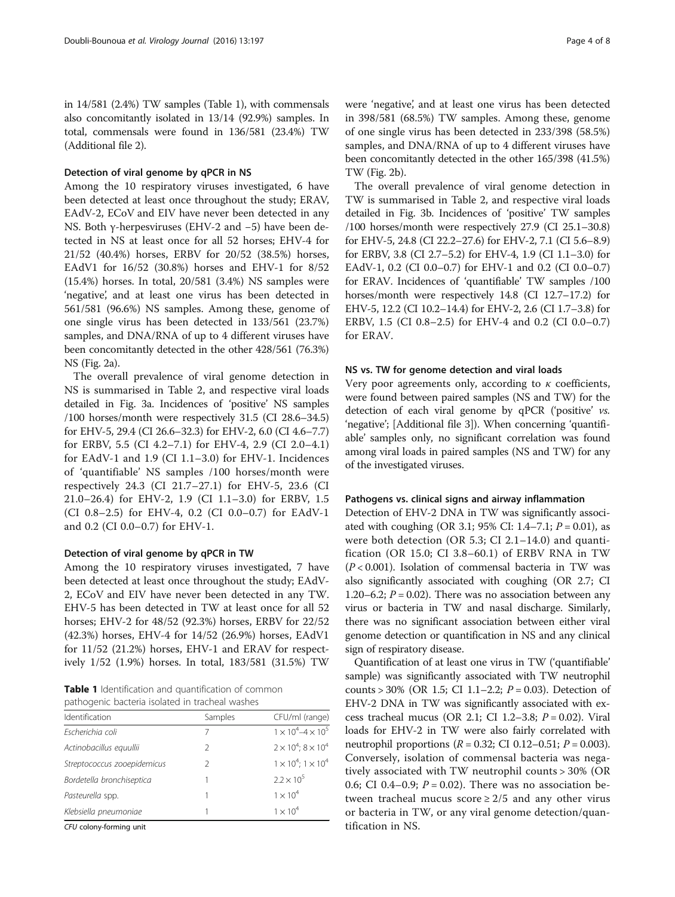in 14/581 (2.4%) TW samples (Table 1), with commensals also concomitantly isolated in 13/14 (92.9%) samples. In total, commensals were found in 136/581 (23.4%) TW (Additional file 2).

### Detection of viral genome by qPCR in NS

Among the 10 respiratory viruses investigated, 6 have been detected at least once throughout the study; ERAV, EAdV-2, ECoV and EIV have never been detected in any NS. Both γ-herpesviruses (EHV-2 and −5) have been detected in NS at least once for all 52 horses; EHV-4 for 21/52 (40.4%) horses, ERBV for 20/52 (38.5%) horses, EAdV1 for 16/52 (30.8%) horses and EHV-1 for 8/52 (15.4%) horses. In total, 20/581 (3.4%) NS samples were 'negative', and at least one virus has been detected in 561/581 (96.6%) NS samples. Among these, genome of one single virus has been detected in 133/561 (23.7%) samples, and DNA/RNA of up to 4 different viruses have been concomitantly detected in the other 428/561 (76.3%) NS (Fig. 2a).

The overall prevalence of viral genome detection in NS is summarised in Table 2, and respective viral loads detailed in Fig. 3a. Incidences of 'positive' NS samples /100 horses/month were respectively 31.5 (CI 28.6–34.5) for EHV-5, 29.4 (CI 26.6–32.3) for EHV-2, 6.0 (CI 4.6–7.7) for ERBV, 5.5 (CI 4.2–7.1) for EHV-4, 2.9 (CI 2.0–4.1) for EAdV-1 and 1.9 (CI 1.1–3.0) for EHV-1. Incidences of 'quantifiable' NS samples /100 horses/month were respectively 24.3 (CI 21.7–27.1) for EHV-5, 23.6 (CI 21.0–26.4) for EHV-2, 1.9 (CI 1.1–3.0) for ERBV, 1.5 (CI 0.8–2.5) for EHV-4, 0.2 (CI 0.0–0.7) for EAdV-1 and 0.2 (CI 0.0–0.7) for EHV-1.

### Detection of viral genome by qPCR in TW

Among the 10 respiratory viruses investigated, 7 have been detected at least once throughout the study; EAdV-2, ECoV and EIV have never been detected in any TW. EHV-5 has been detected in TW at least once for all 52 horses; EHV-2 for 48/52 (92.3%) horses, ERBV for 22/52 (42.3%) horses, EHV-4 for 14/52 (26.9%) horses, EAdV1 for 11/52 (21.2%) horses, EHV-1 and ERAV for respectively 1/52 (1.9%) horses. In total, 183/581 (31.5%) TW were 'negative', and at least one virus has been detected in 398/581 (68.5%) TW samples. Among these, genome of one single virus has been detected in 233/398 (58.5%) samples, and DNA/RNA of up to 4 different viruses have been concomitantly detected in the other 165/398 (41.5%) TW (Fig. 2b).

The overall prevalence of viral genome detection in TW is summarised in Table 2, and respective viral loads detailed in Fig. 3b. Incidences of 'positive' TW samples /100 horses/month were respectively 27.9 (CI 25.1–30.8) for EHV-5, 24.8 (CI 22.2–27.6) for EHV-2, 7.1 (CI 5.6–8.9) for ERBV, 3.8 (CI 2.7–5.2) for EHV-4, 1.9 (CI 1.1–3.0) for EAdV-1, 0.2 (CI 0.0–0.7) for EHV-1 and 0.2 (CI 0.0–0.7) for ERAV. Incidences of 'quantifiable' TW samples /100 horses/month were respectively 14.8 (CI 12.7–17.2) for EHV-5, 12.2 (CI 10.2–14.4) for EHV-2, 2.6 (CI 1.7–3.8) for ERBV, 1.5 (CI 0.8–2.5) for EHV-4 and 0.2 (CI 0.0–0.7) for ERAV.

**Table 1** Identification and quantification of common pathogenic bacteria isolated in tracheal washes

| Identification | Samples | CFU/ml (range) |
|---|---|---|
| *Escherichia coli* | 7 | $1 \times 10^4$–$4 \times 10^5$ |
| *Actinobacillus equullii* | 2 | $2 \times 10^4$; $8 \times 10^4$ |
| *Streptococcus zooepidemicus* | 2 | $1 \times 10^4$; $1 \times 10^4$ |
| *Bordetella bronchiseptica* | 1 | $2.2 \times 10^5$ |
| *Pasteurella* spp. | 1 | $1 \times 10^4$ |
| *Klebsiella pneumoniae* | 1 | $1 \times 10^4$ |

*CFU* colony-forming unit

### NS vs. TW for genome detection and viral loads

Very poor agreements only, according to $\kappa$ coefficients, were found between paired samples (NS and TW) for the detection of each viral genome by qPCR ('positive' *vs.* 'negative'; [Additional file 3]). When concerning 'quantifiable' samples only, no significant correlation was found among viral loads in paired samples (NS and TW) for any of the investigated viruses.

### Pathogens vs. clinical signs and airway inflammation

Detection of EHV-2 DNA in TW was significantly associated with coughing (OR 3.1; 95% CI: 1.4–7.1; $P = 0.01$), as were both detection (OR 5.3; CI 2.1–14.0) and quantification (OR 15.0; CI 3.8–60.1) of ERBV RNA in TW ($P < 0.001$). Isolation of commensal bacteria in TW was also significantly associated with coughing (OR 2.7; CI 1.20–6.2; $P = 0.02$). There was no association between any virus or bacteria in TW and nasal discharge. Similarly, there was no significant association between either viral genome detection or quantification in NS and any clinical sign of respiratory disease.

Quantification of at least one virus in TW ('quantifiable' sample) was significantly associated with TW neutrophil counts > 30% (OR 1.5; CI 1.1–2.2; $P = 0.03$). Detection of EHV-2 DNA in TW was significantly associated with excess tracheal mucus (OR 2.1; CI 1.2–3.8; $P = 0.02$). Viral loads for EHV-2 in TW were also fairly correlated with neutrophil proportions ($R = 0.32$; CI 0.12–0.51; $P = 0.003$). Conversely, isolation of commensal bacteria was negatively associated with TW neutrophil counts > 30% (OR 0.6; CI 0.4–0.9; $P = 0.02$). There was no association between tracheal mucus score ≥ 2/5 and any other virus or bacteria in TW, or any viral genome detection/quantification in NS.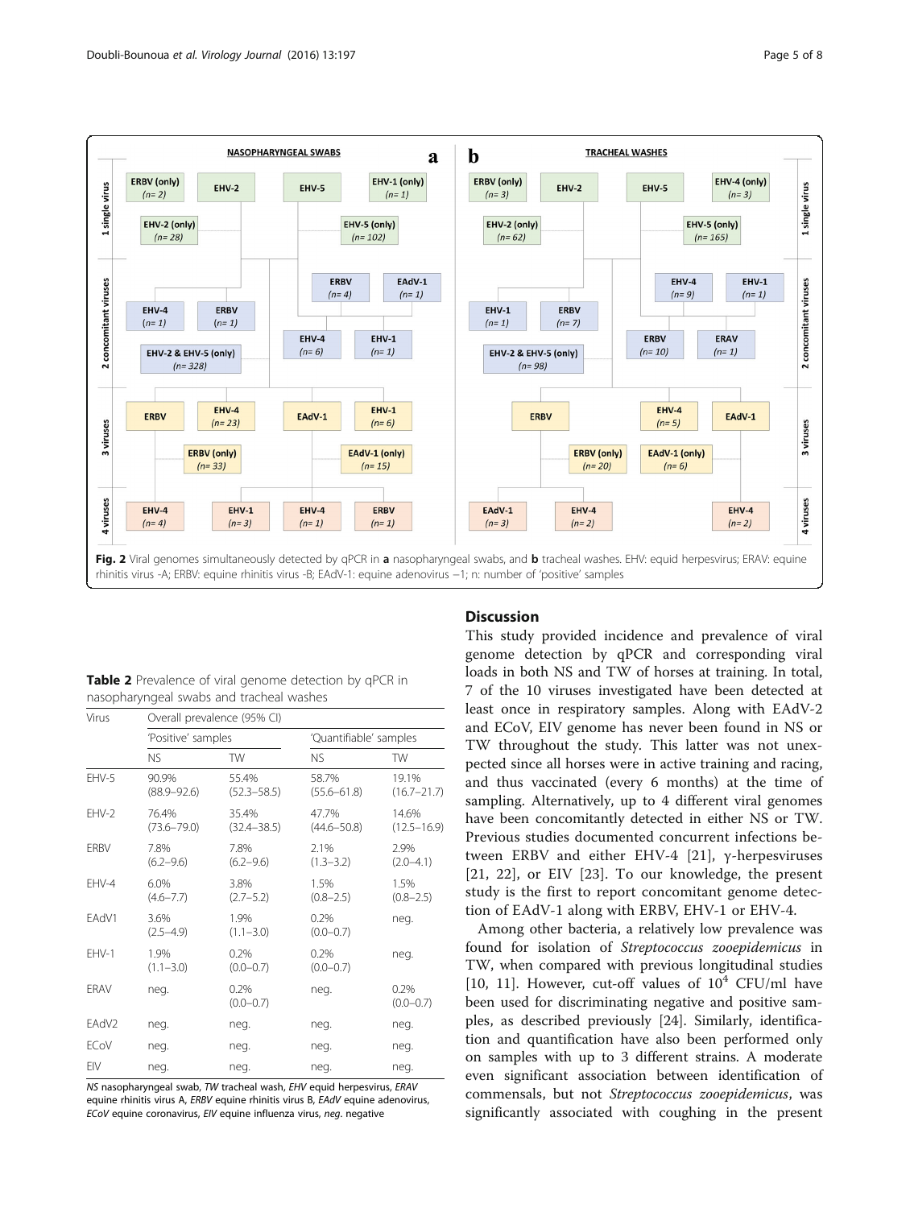Fig. 2 Viral genomes simultaneously detected by qPCR in **a** nasopharyngeal swabs, and **b** tracheal washes. EHV: equid herpesvirus; ERAV: equine rhinitis virus -A; ERBV: equine rhinitis virus -B; EAdV-1: equine adenovirus −1; n: number of 'positive' samples

**Table 2** Prevalence of viral genome detection by qPCR in nasopharyngeal swabs and tracheal washes

| Virus | Overall prevalence (95% CI) | | | |
|---|---|---|---|---|
| | 'Positive' samples | | 'Quantifiable' samples | |
| | NS | TW | NS | TW |
| EHV-5 | 90.9% (88.9–92.6) | 55.4% (52.3–58.5) | 58.7% (55.6–61.8) | 19.1% (16.7–21.7) |
| EHV-2 | 76.4% (73.6–79.0) | 35.4% (32.4–38.5) | 47.7% (44.6–50.8) | 14.6% (12.5–16.9) |
| ERBV | 7.8% (6.2–9.6) | 7.8% (6.2–9.6) | 2.1% (1.3–3.2) | 2.9% (2.0–4.1) |
| EHV-4 | 6.0% (4.6–7.7) | 3.8% (2.7–5.2) | 1.5% (0.8–2.5) | 1.5% (0.8–2.5) |
| EAdV1 | 3.6% (2.5–4.9) | 1.9% (1.1–3.0) | 0.2% (0.0–0.7) | neg. |
| EHV-1 | 1.9% (1.1–3.0) | 0.2% (0.0–0.7) | 0.2% (0.0–0.7) | neg. |
| ERAV | neg. | 0.2% (0.0–0.7) | neg. | 0.2% (0.0–0.7) |
| EAdV2 | neg. | neg. | neg. | neg. |
| ECoV | neg. | neg. | neg. | neg. |
| EIV | neg. | neg. | neg. | neg. |

*NS* nasopharyngeal swab, *TW* tracheal wash, *EHV* equid herpesvirus, *ERAV* equine rhinitis virus A, *ERBV* equine rhinitis virus B, *EAdV* equine adenovirus, *ECoV* equine coronavirus, *EIV* equine influenza virus, *neg.* negative

## Discussion

This study provided incidence and prevalence of viral genome detection by qPCR and corresponding viral loads in both NS and TW of horses at training. In total, 7 of the 10 viruses investigated have been detected at least once in respiratory samples. Along with EAdV-2 and ECoV, EIV genome has never been found in NS or TW throughout the study. This latter was not unexpected since all horses were in active training and racing, and thus vaccinated (every 6 months) at the time of sampling. Alternatively, up to 4 different viral genomes have been concomitantly detected in either NS or TW. Previous studies documented concurrent infections between ERBV and either EHV-4 [21], γ-herpesviruses [21, 22], or EIV [23]. To our knowledge, the present study is the first to report concomitant genome detection of EAdV-1 along with ERBV, EHV-1 or EHV-4.

Among other bacteria, a relatively low prevalence was found for isolation of *Streptococcus zooepidemicus* in TW, when compared with previous longitudinal studies [10, 11]. However, cut-off values of $10^4$ CFU/ml have been used for discriminating negative and positive samples, as described previously [24]. Similarly, identification and quantification have also been performed only on samples with up to 3 different strains. A moderate even significant association between identification of commensals, but not *Streptococcus zooepidemicus*, was significantly associated with coughing in the present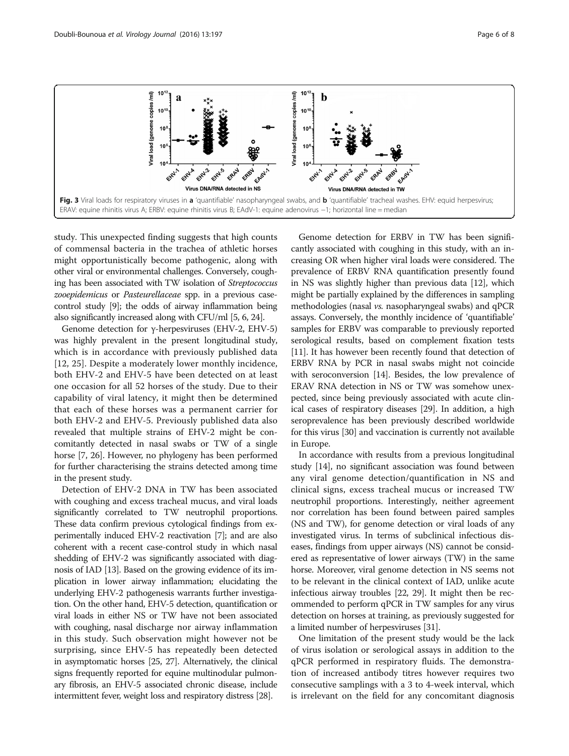Fig. 3 Viral loads for respiratory viruses in **a** 'quantifiable' nasopharyngeal swabs, and **b** 'quantifiable' tracheal washes. EHV: equid herpesvirus; ERAV: equine rhinitis virus A; ERBV: equine rhinitis virus B; EAdV-1: equine adenovirus −1; horizontal line = median

study. This unexpected finding suggests that high counts of commensal bacteria in the trachea of athletic horses might opportunistically become pathogenic, along with other viral or environmental challenges. Conversely, coughing has been associated with TW isolation of *Streptococcus zooepidemicus* or *Pasteurellaceae* spp. in a previous case-control study [9]; the odds of airway inflammation being also significantly increased along with CFU/ml [5, 6, 24].

Genome detection for γ-herpesviruses (EHV-2, EHV-5) was highly prevalent in the present longitudinal study, which is in accordance with previously published data [12, 25]. Despite a moderately lower monthly incidence, both EHV-2 and EHV-5 have been detected on at least one occasion for all 52 horses of the study. Due to their capability of viral latency, it might then be determined that each of these horses was a permanent carrier for both EHV-2 and EHV-5. Previously published data also revealed that multiple strains of EHV-2 might be concomitantly detected in nasal swabs or TW of a single horse [7, 26]. However, no phylogeny has been performed for further characterising the strains detected among time in the present study.

Detection of EHV-2 DNA in TW has been associated with coughing and excess tracheal mucus, and viral loads significantly correlated to TW neutrophil proportions. These data confirm previous cytological findings from experimentally induced EHV-2 reactivation [7]; and are also coherent with a recent case-control study in which nasal shedding of EHV-2 was significantly associated with diagnosis of IAD [13]. Based on the growing evidence of its implication in lower airway inflammation; elucidating the underlying EHV-2 pathogenesis warrants further investigation. On the other hand, EHV-5 detection, quantification or viral loads in either NS or TW have not been associated with coughing, nasal discharge nor airway inflammation in this study. Such observation might however not be surprising, since EHV-5 has repeatedly been detected in asymptomatic horses [25, 27]. Alternatively, the clinical signs frequently reported for equine multinodular pulmonary fibrosis, an EHV-5 associated chronic disease, include intermittent fever, weight loss and respiratory distress [28].

Genome detection for ERBV in TW has been significantly associated with coughing in this study, with an increasing OR when higher viral loads were considered. The prevalence of ERBV RNA quantification presently found in NS was slightly higher than previous data [12], which might be partially explained by the differences in sampling methodologies (nasal *vs.* nasopharyngeal swabs) and qPCR assays. Conversely, the monthly incidence of 'quantifiable' samples for ERBV was comparable to previously reported serological results, based on complement fixation tests [11]. It has however been recently found that detection of ERBV RNA by PCR in nasal swabs might not coincide with seroconversion [14]. Besides, the low prevalence of ERAV RNA detection in NS or TW was somehow unexpected, since being previously associated with acute clinical cases of respiratory diseases [29]. In addition, a high seroprevalence has been previously described worldwide for this virus [30] and vaccination is currently not available in Europe.

In accordance with results from a previous longitudinal study [14], no significant association was found between any viral genome detection/quantification in NS and clinical signs, excess tracheal mucus or increased TW neutrophil proportions. Interestingly, neither agreement nor correlation has been found between paired samples (NS and TW), for genome detection or viral loads of any investigated virus. In terms of subclinical infectious diseases, findings from upper airways (NS) cannot be considered as representative of lower airways (TW) in the same horse. Moreover, viral genome detection in NS seems not to be relevant in the clinical context of IAD, unlike acute infectious airway troubles [22, 29]. It might then be recommended to perform qPCR in TW samples for any virus detection on horses at training, as previously suggested for a limited number of herpesviruses [31].

One limitation of the present study would be the lack of virus isolation or serological assays in addition to the qPCR performed in respiratory fluids. The demonstration of increased antibody titres however requires two consecutive samplings with a 3 to 4-week interval, which is irrelevant on the field for any concomitant diagnosis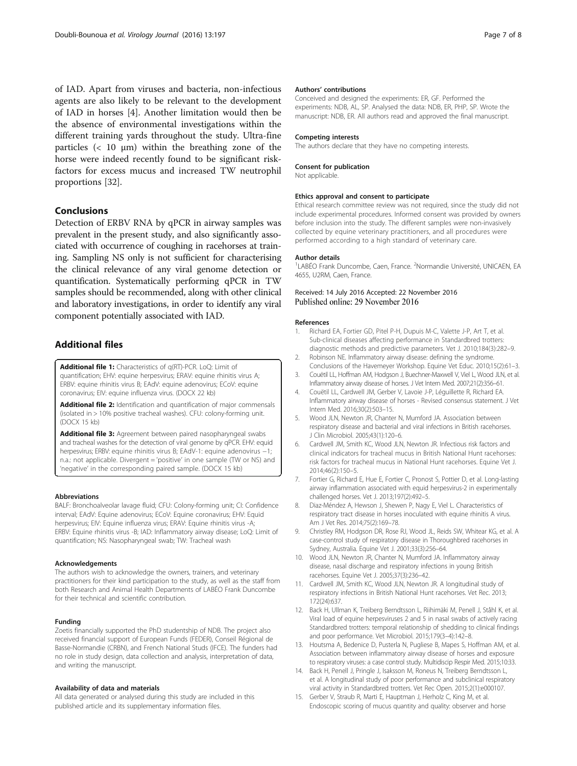of IAD. Apart from viruses and bacteria, non-infectious agents are also likely to be relevant to the development of IAD in horses [4]. Another limitation would then be the absence of environmental investigations within the different training yards throughout the study. Ultra-fine particles (< 10 μm) within the breathing zone of the horse were indeed recently found to be significant risk-factors for excess mucus and increased TW neutrophil proportions [32].

## Conclusions

Detection of ERBV RNA by qPCR in airway samples was prevalent in the present study, and also significantly associated with occurrence of coughing in racehorses at training. Sampling NS only is not sufficient for characterising the clinical relevance of any viral genome detection or quantification. Systematically performing qPCR in TW samples should be recommended, along with other clinical and laboratory investigations, in order to identify any viral component potentially associated with IAD.

## Additional files

**Additional file 1:** Characteristics of q(RT)-PCR. LoQ: Limit of quantification; EHV: equine herpesvirus; ERAV: equine rhinitis virus A; ERBV: equine rhinitis virus B; EAdV: equine adenovirus; ECoV: equine coronavirus; EIV: equine influenza virus. (DOCX 22 kb)

**Additional file 2:** Identification and quantification of major commensals (isolated in > 10% positive tracheal washes). CFU: colony-forming unit. (DOCX 15 kb)

**Additional file 3:** Agreement between paired nasopharyngeal swabs and tracheal washes for the detection of viral genome by qPCR. EHV: equid herpesvirus; ERBV: equine rhinitis virus B; EAdV-1: equine adenovirus −1; n.a.: not applicable. Divergent = 'positive' in one sample (TW or NS) and 'negative' in the corresponding paired sample. (DOCX 15 kb)

#### Abbreviations

BALF: Bronchoalveolar lavage fluid; CFU: Colony-forming unit; CI: Confidence interval; EAdV: Equine adenovirus; ECoV: Equine coronavirus; EHV: Equid herpesvirus; EIV: Equine influenza virus; ERAV: Equine rhinitis virus -A; ERBV: Equine rhinitis virus -B; IAD: Inflammatory airway disease; LoQ: Limit of quantification; NS: Nasopharyngeal swab; TW: Tracheal wash

#### Acknowledgements

The authors wish to acknowledge the owners, trainers, and veterinary practitioners for their kind participation to the study, as well as the staff from both Research and Animal Health Departments of LABÉO Frank Duncombe for their technical and scientific contribution.

#### Funding

Zoetis financially supported the PhD studentship of NDB. The project also received financial support of European Funds (FEDER), Conseil Régional de Basse-Normandie (CRBN), and French National Studs (IFCE). The funders had no role in study design, data collection and analysis, interpretation of data, and writing the manuscript.

#### Availability of data and materials

All data generated or analysed during this study are included in this published article and its supplementary information files.

#### Authors' contributions

Conceived and designed the experiments: ER, GF. Performed the experiments: NDB, AL, SP. Analysed the data: NDB, ER, PHP, SP. Wrote the manuscript: NDB, ER. All authors read and approved the final manuscript.

#### Competing interests

The authors declare that they have no competing interests.

#### Consent for publication

Not applicable.

#### Ethics approval and consent to participate

Ethical research committee review was not required, since the study did not include experimental procedures. Informed consent was provided by owners before inclusion into the study. The different samples were non-invasively collected by equine veterinary practitioners, and all procedures were performed according to a high standard of veterinary care.

#### Author details

[1]LABÉO Frank Duncombe, Caen, France. [2]Normandie Université, UNICAEN, EA 4655, U2RM, Caen, France.

Received: 14 July 2016 Accepted: 22 November 2016
Published online: 29 November 2016

#### References

1. Richard EA, Fortier GD, Pitel P-H, Dupuis M-C, Valette J-P, Art T, et al. Sub-clinical diseases affecting performance in Standardbred trotters: diagnostic methods and predictive parameters. Vet J. 2010;184(3):282–9.
2. Robinson NE. Inflammatory airway disease: defining the syndrome. Conclusions of the Havemeyer Workshop. Equine Vet Educ. 2010;15(2):61–3.
3. Couëtil LL, Hoffman AM, Hodgson J, Buechner-Maxwell V, Viel L, Wood JLN, et al. Inflammatory airway disease of horses. J Vet Intern Med. 2007;21(2):356–61.
4. Couëtil LL, Cardwell JM, Gerber V, Lavoie J-P, Léguillette R, Richard EA. Inflammatory airway disease of horses - Revised consensus statement. J Vet Intern Med. 2016;30(2):503–15.
5. Wood JLN, Newton JR, Chanter N, Mumford JA. Association between respiratory disease and bacterial and viral infections in British racehorses. J Clin Microbiol. 2005;43(1):120–6.
6. Cardwell JM, Smith KC, Wood JLN, Newton JR. Infectious risk factors and clinical indicators for tracheal mucus in British National Hunt racehorses: risk factors for tracheal mucus in National Hunt racehorses. Equine Vet J. 2014;46(2):150–5.
7. Fortier G, Richard E, Hue E, Fortier C, Pronost S, Pottier D, et al. Long-lasting airway inflammation associated with equid herpesvirus-2 in experimentally challenged horses. Vet J. 2013;197(2):492–5.
8. Diaz-Méndez A, Hewson J, Shewen P, Nagy E, Viel L. Characteristics of respiratory tract disease in horses inoculated with equine rhinitis A virus. Am J Vet Res. 2014;75(2):169–78.
9. Christley RM, Hodgson DR, Rose RJ, Wood JL, Reids SW, Whitear KG, et al. A case-control study of respiratory disease in Thoroughbred racehorses in Sydney, Australia. Equine Vet J. 2001;33(3):256–64.
10. Wood JLN, Newton JR, Chanter N, Mumford JA. Inflammatory airway disease, nasal discharge and respiratory infections in young British racehorses. Equine Vet J. 2005;37(3):236–42.
11. Cardwell JM, Smith KC, Wood JLN, Newton JR. A longitudinal study of respiratory infections in British National Hunt racehorses. Vet Rec. 2013; 172(24):637.
12. Back H, Ullman K, Treiberg Berndtsson L, Riihimäki M, Penell J, Ståhl K, et al. Viral load of equine herpesviruses 2 and 5 in nasal swabs of actively racing Standardbred trotters: temporal relationship of shedding to clinical findings and poor performance. Vet Microbiol. 2015;179(3–4):142–8.
13. Houtsma A, Bedenice D, Pusterla N, Pugliese B, Mapes S, Hoffman AM, et al. Association between inflammatory airway disease of horses and exposure to respiratory viruses: a case control study. Multidiscip Respir Med. 2015;10:33.
14. Back H, Penell J, Pringle J, Isaksson M, Roneus N, Treiberg Berndtsson L, et al. A longitudinal study of poor performance and subclinical respiratory viral activity in Standardbred trotters. Vet Rec Open. 2015;2(1):e000107.
15. Gerber V, Straub R, Marti E, Hauptman J, Herholz C, King M, et al. Endoscopic scoring of mucus quantity and quality: observer and horse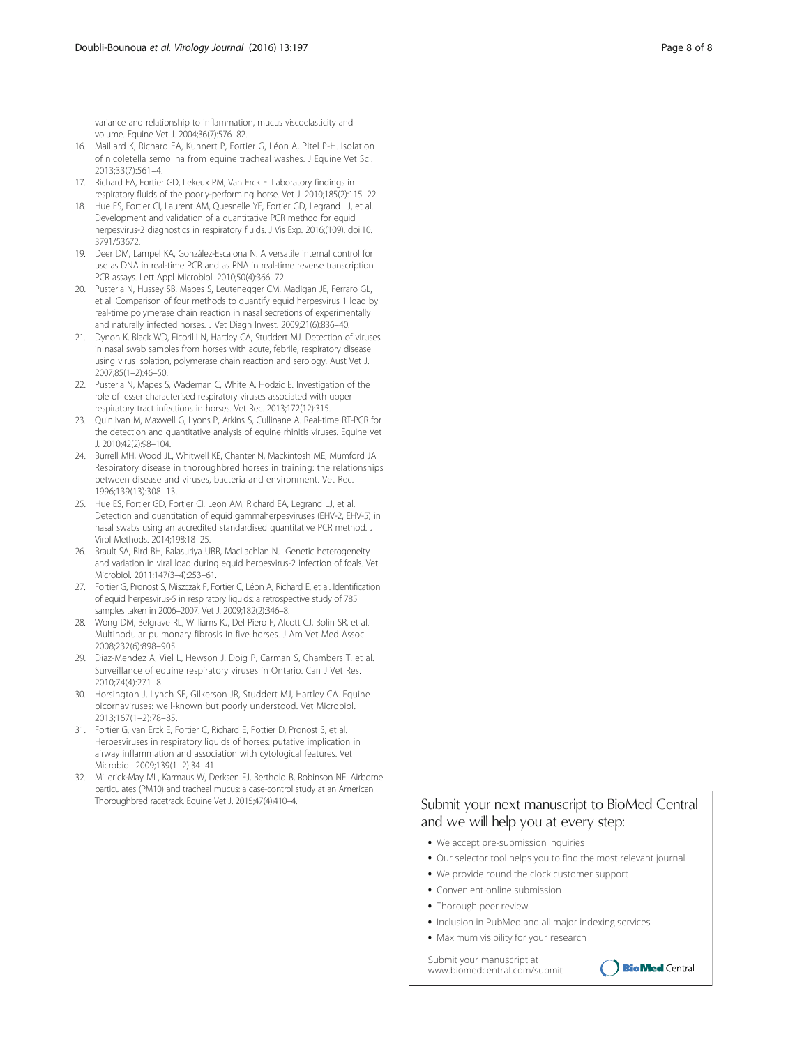variance and relationship to inflammation, mucus viscoelasticity and volume. Equine Vet J. 2004;36(7):576–82.

16. Maillard K, Richard EA, Kuhnert P, Fortier G, Léon A, Pitel P-H. Isolation of nicoletella semolina from equine tracheal washes. J Equine Vet Sci. 2013;33(7):561–4.
17. Richard EA, Fortier GD, Lekeux PM, Van Erck E. Laboratory findings in respiratory fluids of the poorly-performing horse. Vet J. 2010;185(2):115–22.
18. Hue ES, Fortier CI, Laurent AM, Quesnelle YF, Fortier GD, Legrand LJ, et al. Development and validation of a quantitative PCR method for equid herpesvirus-2 diagnostics in respiratory fluids. J Vis Exp. 2016;(109). doi:10.3791/53672.
19. Deer DM, Lampel KA, González-Escalona N. A versatile internal control for use as DNA in real-time PCR and as RNA in real-time reverse transcription PCR assays. Lett Appl Microbiol. 2010;50(4):366–72.
20. Pusterla N, Hussey SB, Mapes S, Leutenegger CM, Madigan JE, Ferraro GL, et al. Comparison of four methods to quantify equid herpesvirus 1 load by real-time polymerase chain reaction in nasal secretions of experimentally and naturally infected horses. J Vet Diagn Invest. 2009;21(6):836–40.
21. Dynon K, Black WD, Ficorilli N, Hartley CA, Studdert MJ. Detection of viruses in nasal swab samples from horses with acute, febrile, respiratory disease using virus isolation, polymerase chain reaction and serology. Aust Vet J. 2007;85(1–2):46–50.
22. Pusterla N, Mapes S, Wademan C, White A, Hodzic E. Investigation of the role of lesser characterised respiratory viruses associated with upper respiratory tract infections in horses. Vet Rec. 2013;172(12):315.
23. Quinlivan M, Maxwell G, Lyons P, Arkins S, Cullinane A. Real-time RT-PCR for the detection and quantitative analysis of equine rhinitis viruses. Equine Vet J. 2010;42(2):98–104.
24. Burrell MH, Wood JL, Whitwell KE, Chanter N, Mackintosh ME, Mumford JA. Respiratory disease in thoroughbred horses in training: the relationships between disease and viruses, bacteria and environment. Vet Rec. 1996;139(13):308–13.
25. Hue ES, Fortier GD, Fortier CI, Leon AM, Richard EA, Legrand LJ, et al. Detection and quantitation of equid gammaherpesviruses (EHV-2, EHV-5) in nasal swabs using an accredited standardised quantitative PCR method. J Virol Methods. 2014;198:18–25.
26. Brault SA, Bird BH, Balasuriya UBR, MacLachlan NJ. Genetic heterogeneity and variation in viral load during equid herpesvirus-2 infection of foals. Vet Microbiol. 2011;147(3–4):253–61.
27. Fortier G, Pronost S, Miszczak F, Fortier C, Léon A, Richard E, et al. Identification of equid herpesvirus-5 in respiratory liquids: a retrospective study of 785 samples taken in 2006–2007. Vet J. 2009;182(2):346–8.
28. Wong DM, Belgrave RL, Williams KJ, Del Piero F, Alcott CJ, Bolin SR, et al. Multinodular pulmonary fibrosis in five horses. J Am Vet Med Assoc. 2008;232(6):898–905.
29. Diaz-Mendez A, Viel L, Hewson J, Doig P, Carman S, Chambers T, et al. Surveillance of equine respiratory viruses in Ontario. Can J Vet Res. 2010;74(4):271–8.
30. Horsington J, Lynch SE, Gilkerson JR, Studdert MJ, Hartley CA. Equine picornaviruses: well-known but poorly understood. Vet Microbiol. 2013;167(1–2):78–85.
31. Fortier G, van Erck E, Fortier C, Richard E, Pottier D, Pronost S, et al. Herpesviruses in respiratory liquids of horses: putative implication in airway inflammation and association with cytological features. Vet Microbiol. 2009;139(1–2):34–41.
32. Millerick-May ML, Karmaus W, Derksen FJ, Berthold B, Robinson NE. Airborne particulates (PM10) and tracheal mucus: a case-control study at an American Thoroughbred racetrack. Equine Vet J. 2015;47(4):410–4.

Submit your next manuscript to BioMed Central and we will help you at every step:

- We accept pre-submission inquiries
- Our selector tool helps you to find the most relevant journal
- We provide round the clock customer support
- Convenient online submission
- Thorough peer review
- Inclusion in PubMed and all major indexing services
- Maximum visibility for your research

Submit your manuscript at www.biomedcentral.com/submit

BioMed Central